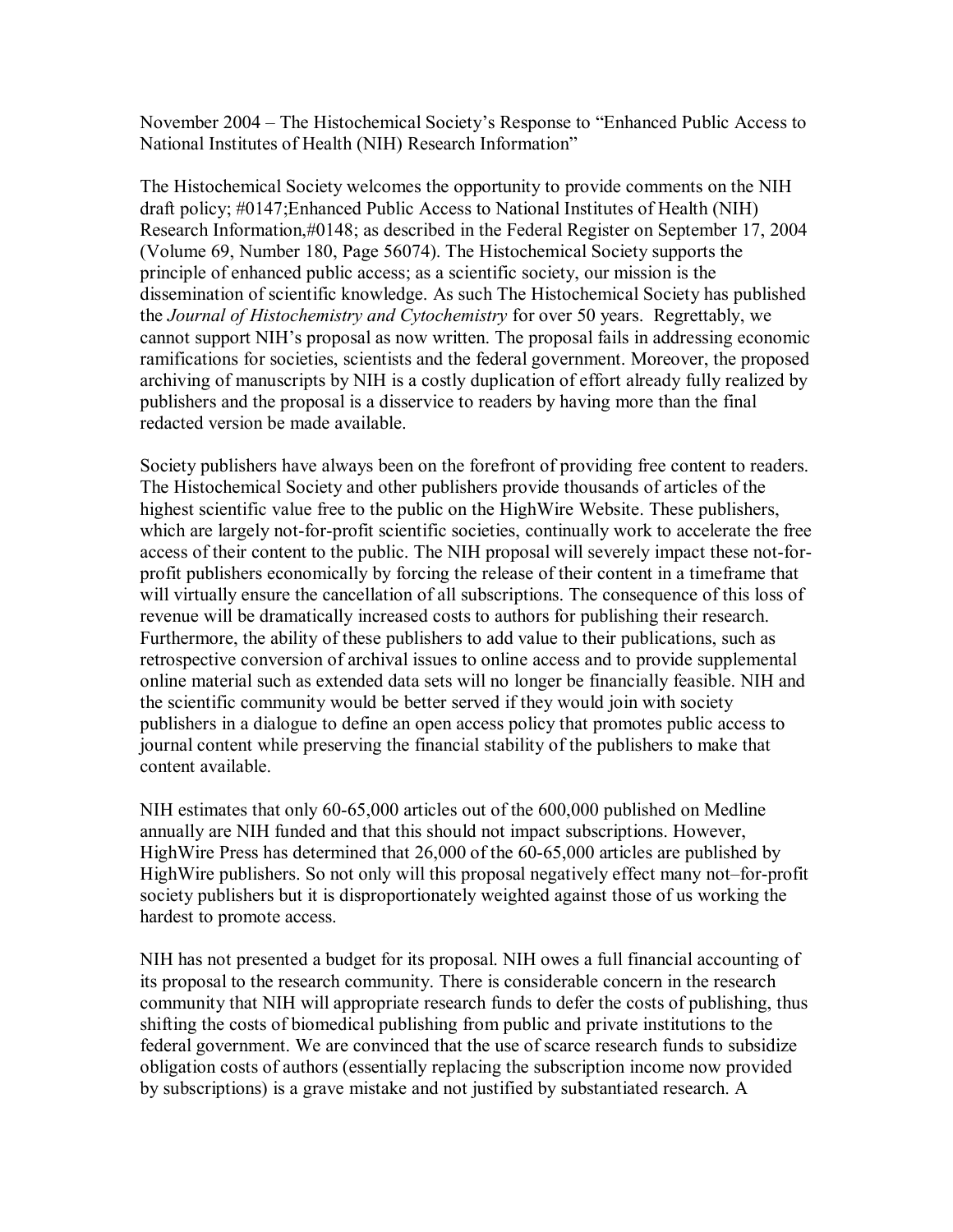November 2004 – The Histochemical Society's Response to "Enhanced Public Access to National Institutes of Health (NIH) Research Information"

The Histochemical Society welcomes the opportunity to provide comments on the NIH draft policy; #0147;Enhanced Public Access to National Institutes of Health (NIH) Research Information,#0148; as described in the Federal Register on September 17, 2004 (Volume 69, Number 180, Page 56074). The Histochemical Society supports the principle of enhanced public access; as a scientific society, our mission is the dissemination of scientific knowledge. As such The Histochemical Society has published the *Journal of Histochemistry and Cytochemistry* for over 50 years. Regrettably, we cannot support NIH's proposal as now written. The proposal fails in addressing economic ramifications for societies, scientists and the federal government. Moreover, the proposed archiving of manuscripts by NIH is a costly duplication of effort already fully realized by publishers and the proposal is a disservice to readers by having more than the final redacted version be made available.

Society publishers have always been on the forefront of providing free content to readers. The Histochemical Society and other publishers provide thousands of articles of the highest scientific value free to the public on the HighWire Website. These publishers, which are largely not-for-profit scientific societies, continually work to accelerate the free access of their content to the public. The NIH proposal will severely impact these not-for-profit publishers economically by forcing the release of their content in a timeframe that will virtually ensure the cancellation of all subscriptions. The consequence of this loss of revenue will be dramatically increased costs to authors for publishing their research. Furthermore, the ability of these publishers to add value to their publications, such as retrospective conversion of archival issues to online access and to provide supplemental online material such as extended data sets will no longer be financially feasible. NIH and the scientific community would be better served if they would join with society publishers in a dialogue to define an open access policy that promotes public access to journal content while preserving the financial stability of the publishers to make that content available.

NIH estimates that only 60-65,000 articles out of the 600,000 published on Medline annually are NIH funded and that this should not impact subscriptions. However, HighWire Press has determined that 26,000 of the 60-65,000 articles are published by HighWire publishers. So not only will this proposal negatively effect many not–for-profit society publishers but it is disproportionately weighted against those of us working the hardest to promote access.

NIH has not presented a budget for its proposal. NIH owes a full financial accounting of its proposal to the research community. There is considerable concern in the research community that NIH will appropriate research funds to defer the costs of publishing, thus shifting the costs of biomedical publishing from public and private institutions to the federal government. We are convinced that the use of scarce research funds to subsidize obligation costs of authors (essentially replacing the subscription income now provided by subscriptions) is a grave mistake and not justified by substantiated research. A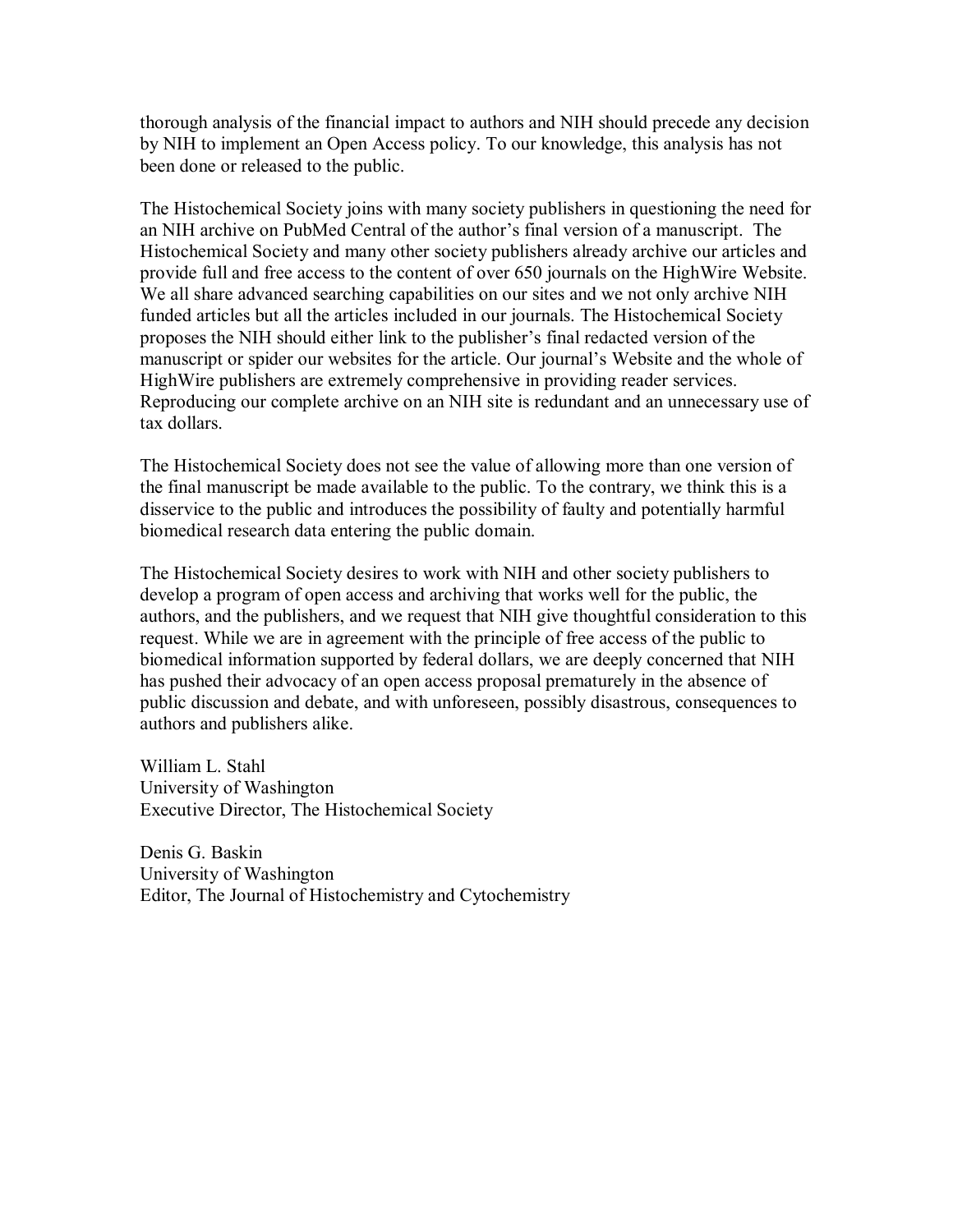thorough analysis of the financial impact to authors and NIH should precede any decision by NIH to implement an Open Access policy. To our knowledge, this analysis has not been done or released to the public.

The Histochemical Society joins with many society publishers in questioning the need for an NIH archive on PubMed Central of the author's final version of a manuscript. The Histochemical Society and many other society publishers already archive our articles and provide full and free access to the content of over 650 journals on the HighWire Website. We all share advanced searching capabilities on our sites and we not only archive NIH funded articles but all the articles included in our journals. The Histochemical Society proposes the NIH should either link to the publisher's final redacted version of the manuscript or spider our websites for the article. Our journal's Website and the whole of HighWire publishers are extremely comprehensive in providing reader services. Reproducing our complete archive on an NIH site is redundant and an unnecessary use of tax dollars.

The Histochemical Society does not see the value of allowing more than one version of the final manuscript be made available to the public. To the contrary, we think this is a disservice to the public and introduces the possibility of faulty and potentially harmful biomedical research data entering the public domain.

The Histochemical Society desires to work with NIH and other society publishers to develop a program of open access and archiving that works well for the public, the authors, and the publishers, and we request that NIH give thoughtful consideration to this request. While we are in agreement with the principle of free access of the public to biomedical information supported by federal dollars, we are deeply concerned that NIH has pushed their advocacy of an open access proposal prematurely in the absence of public discussion and debate, and with unforeseen, possibly disastrous, consequences to authors and publishers alike.

William L. Stahl
University of Washington
Executive Director, The Histochemical Society

Denis G. Baskin
University of Washington
Editor, The Journal of Histochemistry and Cytochemistry